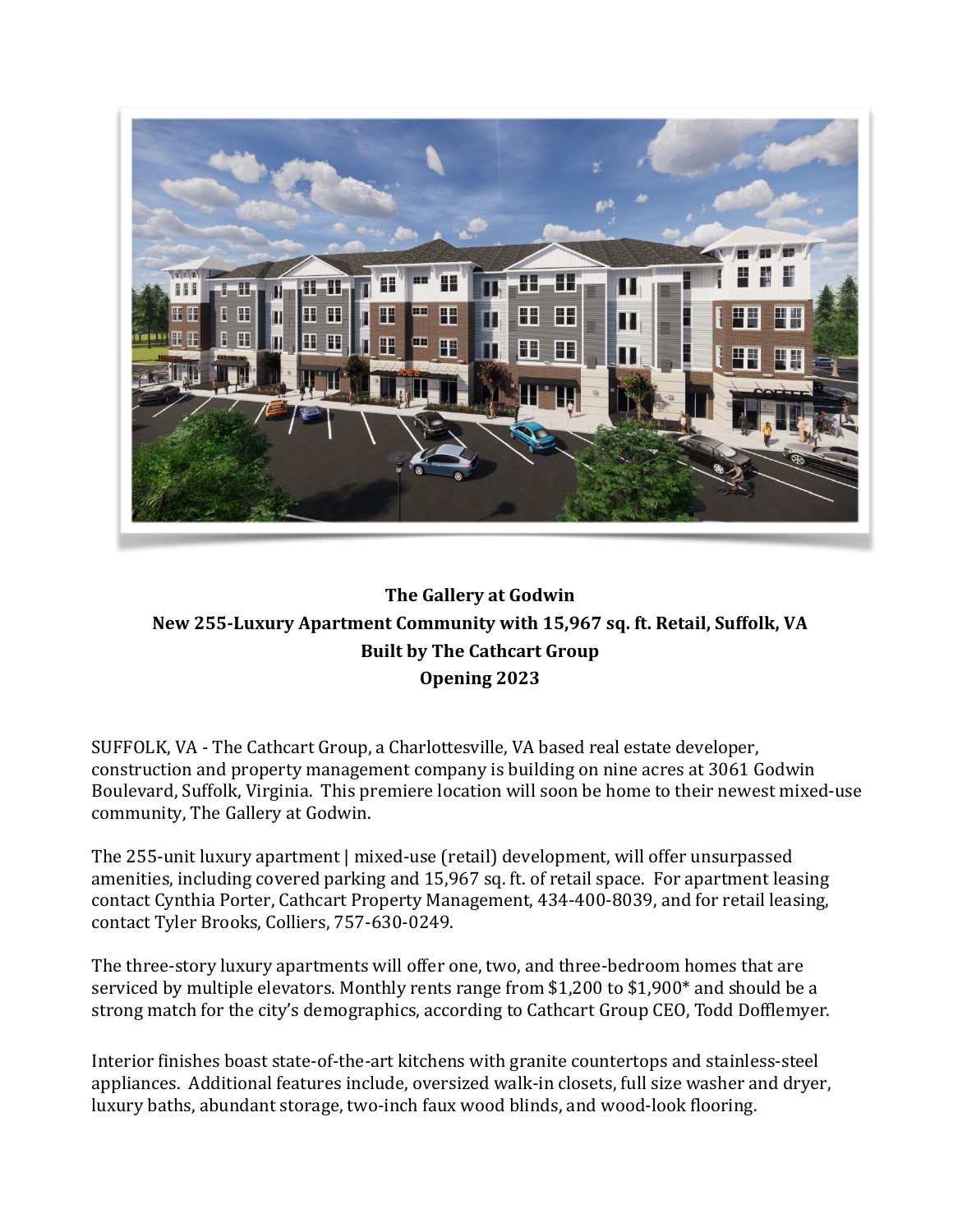**The Gallery at Godwin**

**New 255-Luxury Apartment Community with 15,967 sq. ft. Retail, Suffolk, VA**

**Built by The Cathcart Group**

**Opening 2023**

SUFFOLK, VA - The Cathcart Group, a Charlottesville, VA based real estate developer, construction and property management company is building on nine acres at 3061 Godwin Boulevard, Suffolk, Virginia. This premiere location will soon be home to their newest mixed-use community, The Gallery at Godwin.

The 255-unit luxury apartment | mixed-use (retail) development, will offer unsurpassed amenities, including covered parking and 15,967 sq. ft. of retail space. For apartment leasing contact Cynthia Porter, Cathcart Property Management, 434-400-8039, and for retail leasing, contact Tyler Brooks, Colliers, 757-630-0249.

The three-story luxury apartments will offer one, two, and three-bedroom homes that are serviced by multiple elevators. Monthly rents range from $1,200 to $1,900* and should be a strong match for the city's demographics, according to Cathcart Group CEO, Todd Dofflemyer.

Interior finishes boast state-of-the-art kitchens with granite countertops and stainless-steel appliances. Additional features include, oversized walk-in closets, full size washer and dryer, luxury baths, abundant storage, two-inch faux wood blinds, and wood-look flooring.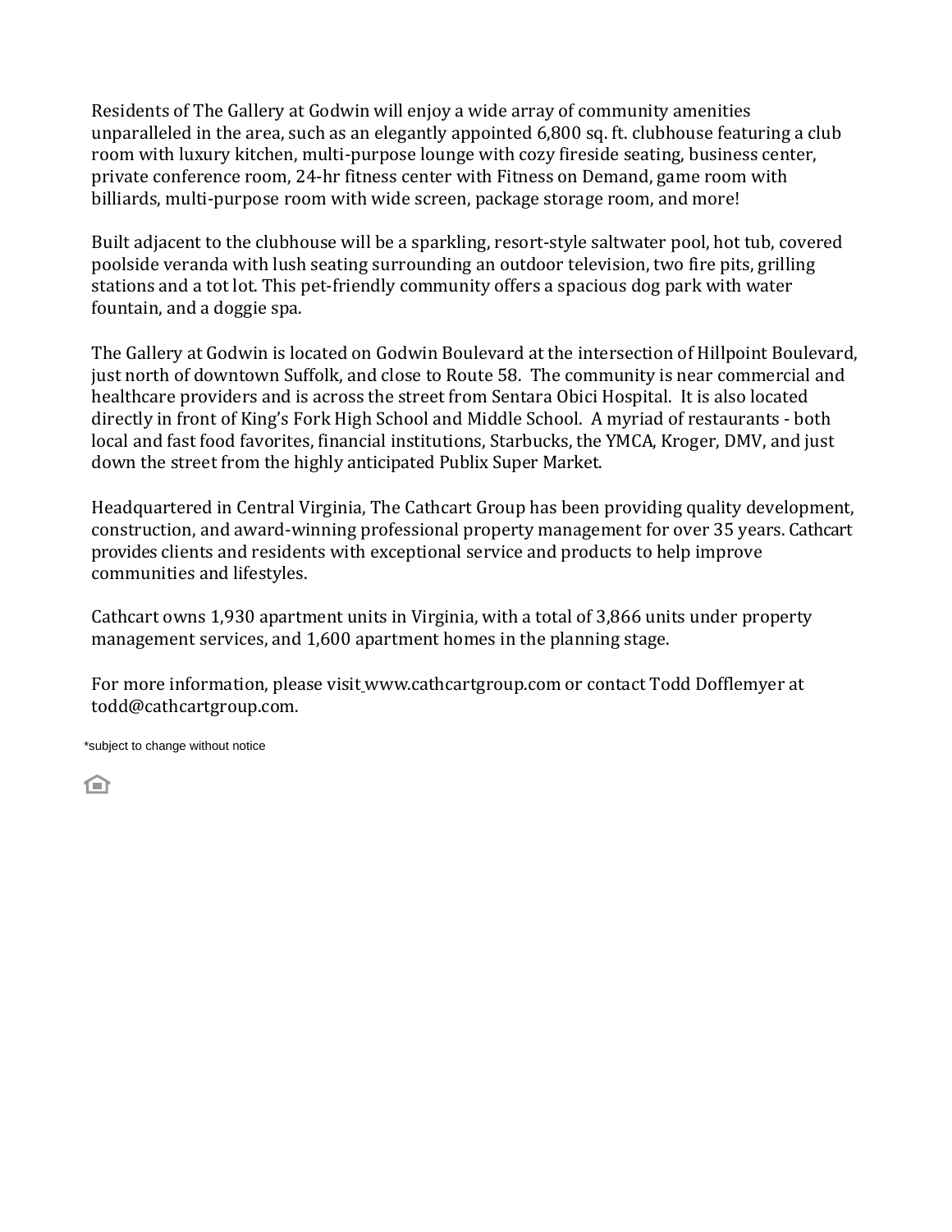Residents of The Gallery at Godwin will enjoy a wide array of community amenities unparalleled in the area, such as an elegantly appointed 6,800 sq. ft. clubhouse featuring a club room with luxury kitchen, multi-purpose lounge with cozy fireside seating, business center, private conference room, 24-hr fitness center with Fitness on Demand, game room with billiards, multi-purpose room with wide screen, package storage room, and more!

Built adjacent to the clubhouse will be a sparkling, resort-style saltwater pool, hot tub, covered poolside veranda with lush seating surrounding an outdoor television, two fire pits, grilling stations and a tot lot. This pet-friendly community offers a spacious dog park with water fountain, and a doggie spa.

The Gallery at Godwin is located on Godwin Boulevard at the intersection of Hillpoint Boulevard, just north of downtown Suffolk, and close to Route 58. The community is near commercial and healthcare providers and is across the street from Sentara Obici Hospital. It is also located directly in front of King's Fork High School and Middle School. A myriad of restaurants - both local and fast food favorites, financial institutions, Starbucks, the YMCA, Kroger, DMV, and just down the street from the highly anticipated Publix Super Market.

Headquartered in Central Virginia, The Cathcart Group has been providing quality development, construction, and award-winning professional property management for over 35 years. Cathcart provides clients and residents with exceptional service and products to help improve communities and lifestyles.

Cathcart owns 1,930 apartment units in Virginia, with a total of 3,866 units under property management services, and 1,600 apartment homes in the planning stage.

For more information, please visit www.cathcartgroup.com or contact Todd Dofflemyer at todd@cathcartgroup.com.

*subject to change without notice